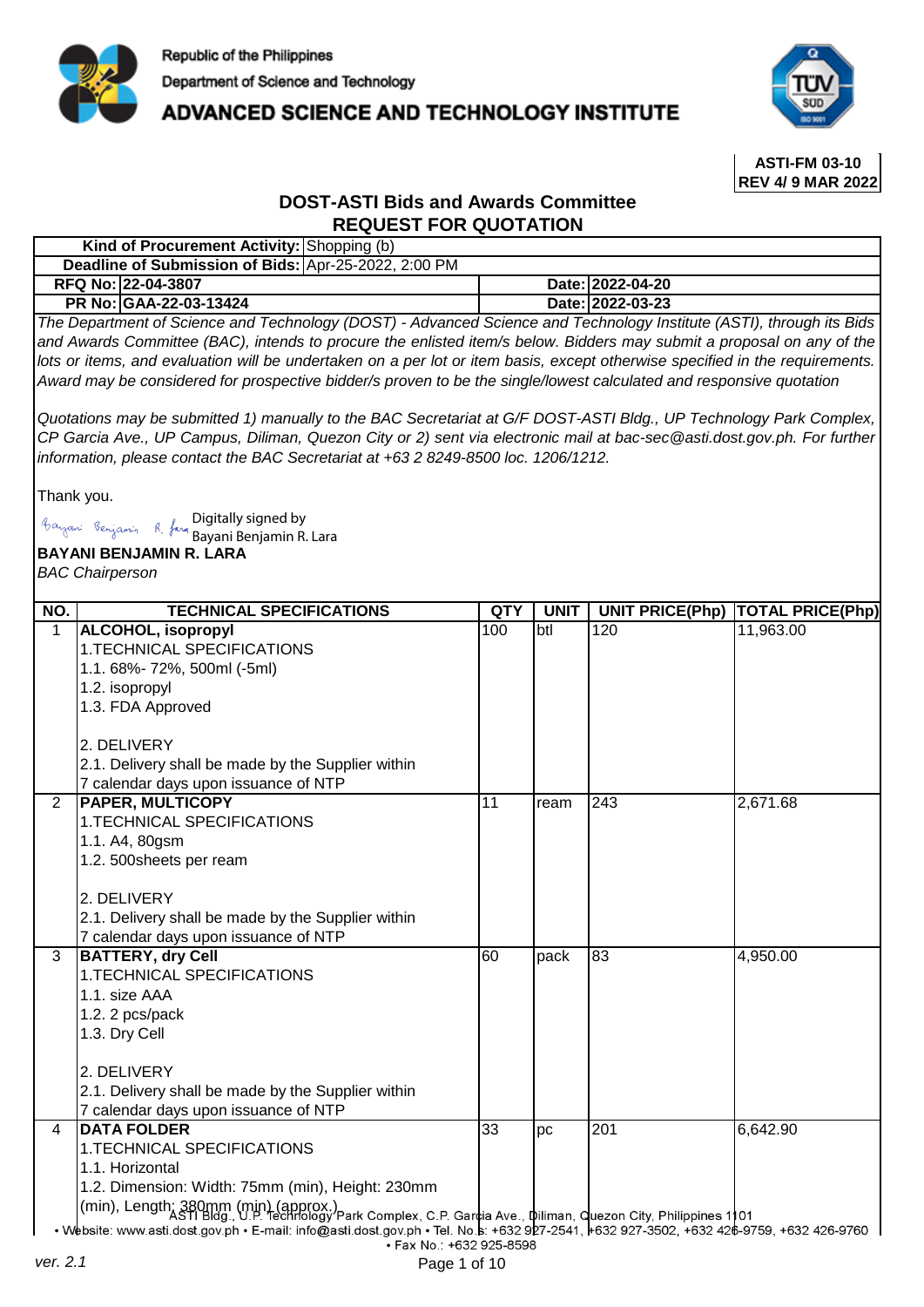Republic of the Philippines

Department of Science and Technology

**ADVANCED SCIENCE AND TECHNOLOGY INSTITUTE**

**ASTI-FM 03-10**
**REV 4/ 9 MAR 2022**

## DOST-ASTI Bids and Awards Committee
## REQUEST FOR QUOTATION

| | |
|---|---|
| **Kind of Procurement Activity:** | Shopping (b) |
| **Deadline of Submission of Bids:** | Apr-25-2022, 2:00 PM |
| **RFQ No:** 22-04-3807 | **Date:** 2022-04-20 |
| **PR No:** GAA-22-03-13424 | **Date:** 2022-03-23 |

*The Department of Science and Technology (DOST) - Advanced Science and Technology Institute (ASTI), through its Bids and Awards Committee (BAC), intends to procure the enlisted item/s below. Bidders may submit a proposal on any of the lots or items, and evaluation will be undertaken on a per lot or item basis, except otherwise specified in the requirements. Award may be considered for prospective bidder/s proven to be the single/lowest calculated and responsive quotation*

*Quotations may be submitted 1) manually to the BAC Secretariat at G/F DOST-ASTI Bldg., UP Technology Park Complex, CP Garcia Ave., UP Campus, Diliman, Quezon City or 2) sent via electronic mail at bac-sec@asti.dost.gov.ph. For further information, please contact the BAC Secretariat at +63 2 8249-8500 loc. 1206/1212.*

Thank you.

Digitally signed by Bayani Benjamin R. Lara

**BAYANI BENJAMIN R. LARA**
*BAC Chairperson*

| NO. | TECHNICAL SPECIFICATIONS | QTY | UNIT | UNIT PRICE(Php) | TOTAL PRICE(Php) |
|---|---|---|---|---|---|
| 1 | **ALCOHOL, isopropyl**<br>1.TECHNICAL SPECIFICATIONS<br>1.1. 68%- 72%, 500ml (-5ml)<br>1.2. isopropyl<br>1.3. FDA Approved<br><br>2. DELIVERY<br>2.1. Delivery shall be made by the Supplier within 7 calendar days upon issuance of NTP | 100 | btl | 120 | 11,963.00 |
| 2 | **PAPER, MULTICOPY**<br>1.TECHNICAL SPECIFICATIONS<br>1.1. A4, 80gsm<br>1.2. 500sheets per ream<br><br>2. DELIVERY<br>2.1. Delivery shall be made by the Supplier within 7 calendar days upon issuance of NTP | 11 | ream | 243 | 2,671.68 |
| 3 | **BATTERY, dry Cell**<br>1.TECHNICAL SPECIFICATIONS<br>1.1. size AAA<br>1.2. 2 pcs/pack<br>1.3. Dry Cell<br><br>2. DELIVERY<br>2.1. Delivery shall be made by the Supplier within 7 calendar days upon issuance of NTP | 60 | pack | 83 | 4,950.00 |
| 4 | **DATA FOLDER**<br>1.TECHNICAL SPECIFICATIONS<br>1.1. Horizontal<br>1.2. Dimension: Width: 75mm (min), Height: 230mm (min), Length: 380mm (min) (approx.) | 33 | pc | 201 | 6,642.90 |

ASTI Bldg., U.P. Technology Park Complex, C.P. Garcia Ave., Diliman, Quezon City, Philippines 1101
• Website: www.asti.dost.gov.ph • E-mail: info@asti.dost.gov.ph • Tel. Nos: +632 927-2541, +632 927-3502, +632 426-9759, +632 426-9760 • Fax No.: +632 925-8598

ver. 2.1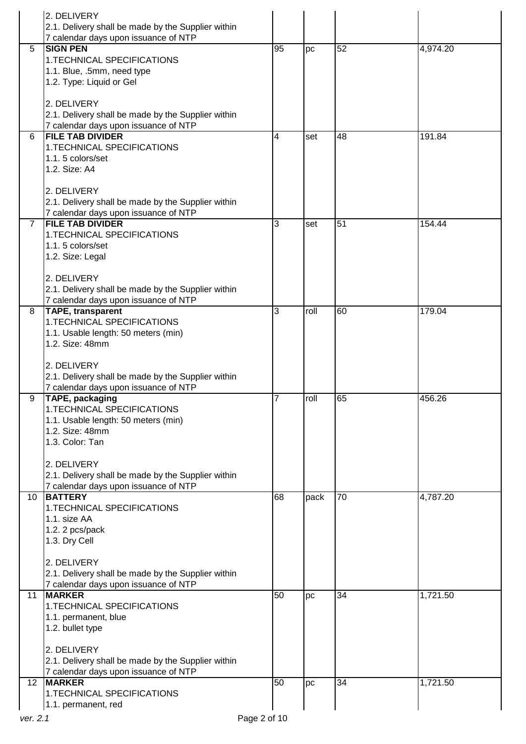| | | | | | |
|---|---|---|---|---|---|
| | 2. DELIVERY<br>2.1. Delivery shall be made by the Supplier within 7 calendar days upon issuance of NTP | | | | |
| 5 | **SIGN PEN**<br>1.TECHNICAL SPECIFICATIONS<br>1.1. Blue, .5mm, need type<br>1.2. Type: Liquid or Gel<br><br>2. DELIVERY<br>2.1. Delivery shall be made by the Supplier within 7 calendar days upon issuance of NTP | 95 | pc | 52 | 4,974.20 |
| 6 | **FILE TAB DIVIDER**<br>1.TECHNICAL SPECIFICATIONS<br>1.1. 5 colors/set<br>1.2. Size: A4<br><br>2. DELIVERY<br>2.1. Delivery shall be made by the Supplier within 7 calendar days upon issuance of NTP | 4 | set | 48 | 191.84 |
| 7 | **FILE TAB DIVIDER**<br>1.TECHNICAL SPECIFICATIONS<br>1.1. 5 colors/set<br>1.2. Size: Legal<br><br>2. DELIVERY<br>2.1. Delivery shall be made by the Supplier within 7 calendar days upon issuance of NTP | 3 | set | 51 | 154.44 |
| 8 | **TAPE, transparent**<br>1.TECHNICAL SPECIFICATIONS<br>1.1. Usable length: 50 meters (min)<br>1.2. Size: 48mm<br><br>2. DELIVERY<br>2.1. Delivery shall be made by the Supplier within 7 calendar days upon issuance of NTP | 3 | roll | 60 | 179.04 |
| 9 | **TAPE, packaging**<br>1.TECHNICAL SPECIFICATIONS<br>1.1. Usable length: 50 meters (min)<br>1.2. Size: 48mm<br>1.3. Color: Tan<br><br>2. DELIVERY<br>2.1. Delivery shall be made by the Supplier within 7 calendar days upon issuance of NTP | 7 | roll | 65 | 456.26 |
| 10 | **BATTERY**<br>1.TECHNICAL SPECIFICATIONS<br>1.1. size AA<br>1.2. 2 pcs/pack<br>1.3. Dry Cell<br><br>2. DELIVERY<br>2.1. Delivery shall be made by the Supplier within 7 calendar days upon issuance of NTP | 68 | pack | 70 | 4,787.20 |
| 11 | **MARKER**<br>1.TECHNICAL SPECIFICATIONS<br>1.1. permanent, blue<br>1.2. bullet type<br><br>2. DELIVERY<br>2.1. Delivery shall be made by the Supplier within 7 calendar days upon issuance of NTP | 50 | pc | 34 | 1,721.50 |
| 12 | **MARKER**<br>1.TECHNICAL SPECIFICATIONS<br>1.1. permanent, red | 50 | pc | 34 | 1,721.50 |

ver. 2.1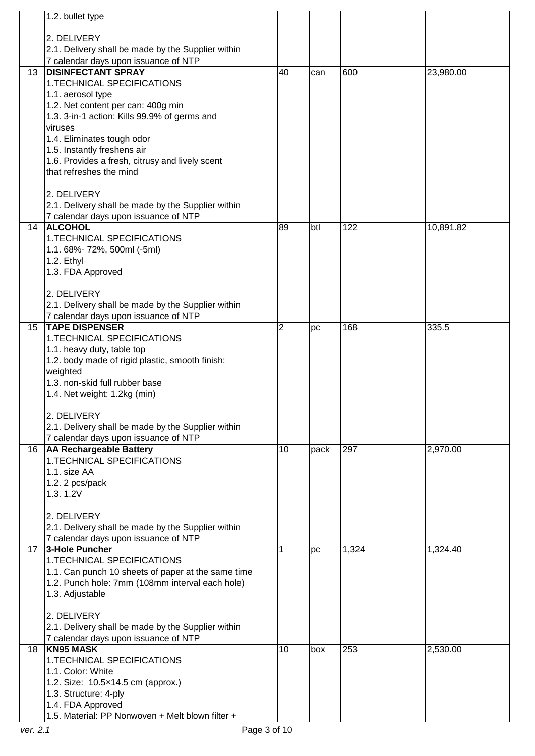| | | | | | |
|---|---|---|---|---|---|
| | 1.2. bullet type<br><br>2. DELIVERY<br>2.1. Delivery shall be made by the Supplier within 7 calendar days upon issuance of NTP | | | | |
| 13 | **DISINFECTANT SPRAY**<br>1.TECHNICAL SPECIFICATIONS<br>1.1. aerosol type<br>1.2. Net content per can: 400g min<br>1.3. 3-in-1 action: Kills 99.9% of germs and viruses<br>1.4. Eliminates tough odor<br>1.5. Instantly freshens air<br>1.6. Provides a fresh, citrusy and lively scent that refreshes the mind<br><br>2. DELIVERY<br>2.1. Delivery shall be made by the Supplier within 7 calendar days upon issuance of NTP | 40 | can | 600 | 23,980.00 |
| 14 | **ALCOHOL**<br>1.TECHNICAL SPECIFICATIONS<br>1.1. 68%- 72%, 500ml (-5ml)<br>1.2. Ethyl<br>1.3. FDA Approved<br><br>2. DELIVERY<br>2.1. Delivery shall be made by the Supplier within 7 calendar days upon issuance of NTP | 89 | btl | 122 | 10,891.82 |
| 15 | **TAPE DISPENSER**<br>1.TECHNICAL SPECIFICATIONS<br>1.1. heavy duty, table top<br>1.2. body made of rigid plastic, smooth finish: weighted<br>1.3. non-skid full rubber base<br>1.4. Net weight: 1.2kg (min)<br><br>2. DELIVERY<br>2.1. Delivery shall be made by the Supplier within 7 calendar days upon issuance of NTP | 2 | pc | 168 | 335.5 |
| 16 | **AA Rechargeable Battery**<br>1.TECHNICAL SPECIFICATIONS<br>1.1. size AA<br>1.2. 2 pcs/pack<br>1.3. 1.2V<br><br>2. DELIVERY<br>2.1. Delivery shall be made by the Supplier within 7 calendar days upon issuance of NTP | 10 | pack | 297 | 2,970.00 |
| 17 | **3-Hole Puncher**<br>1.TECHNICAL SPECIFICATIONS<br>1.1. Can punch 10 sheets of paper at the same time<br>1.2. Punch hole: 7mm (108mm interval each hole)<br>1.3. Adjustable<br><br>2. DELIVERY<br>2.1. Delivery shall be made by the Supplier within 7 calendar days upon issuance of NTP | 1 | pc | 1,324 | 1,324.40 |
| 18 | **KN95 MASK**<br>1.TECHNICAL SPECIFICATIONS<br>1.1. Color: White<br>1.2. Size: 10.5×14.5 cm (approx.)<br>1.3. Structure: 4-ply<br>1.4. FDA Approved<br>1.5. Material: PP Nonwoven + Melt blown filter + | 10 | box | 253 | 2,530.00 |

ver. 2.1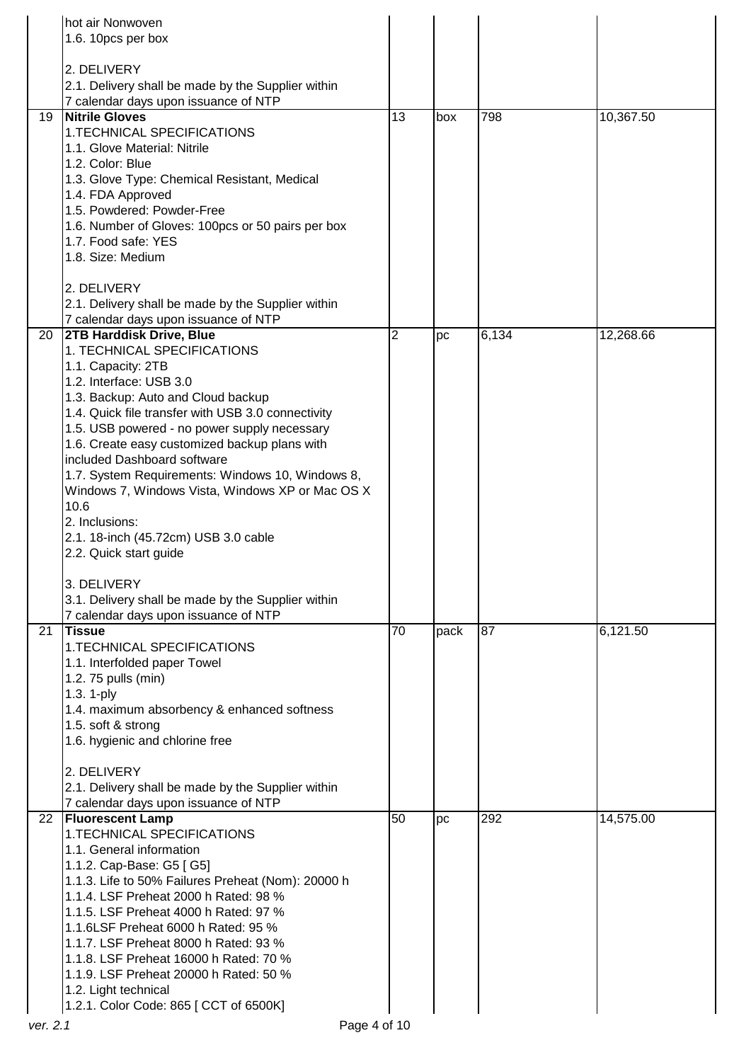| | | | | | |
|---|---|---|---|---|---|
| | hot air Nonwoven<br>1.6. 10pcs per box<br><br>2. DELIVERY<br>2.1. Delivery shall be made by the Supplier within 7 calendar days upon issuance of NTP | | | | |
| 19 | **Nitrile Gloves**<br>1.TECHNICAL SPECIFICATIONS<br>1.1. Glove Material: Nitrile<br>1.2. Color: Blue<br>1.3. Glove Type: Chemical Resistant, Medical<br>1.4. FDA Approved<br>1.5. Powdered: Powder-Free<br>1.6. Number of Gloves: 100pcs or 50 pairs per box<br>1.7. Food safe: YES<br>1.8. Size: Medium<br><br>2. DELIVERY<br>2.1. Delivery shall be made by the Supplier within 7 calendar days upon issuance of NTP | 13 | box | 798 | 10,367.50 |
| 20 | **2TB Harddisk Drive, Blue**<br>1. TECHNICAL SPECIFICATIONS<br>1.1. Capacity: 2TB<br>1.2. Interface: USB 3.0<br>1.3. Backup: Auto and Cloud backup<br>1.4. Quick file transfer with USB 3.0 connectivity<br>1.5. USB powered - no power supply necessary<br>1.6. Create easy customized backup plans with included Dashboard software<br>1.7. System Requirements: Windows 10, Windows 8, Windows 7, Windows Vista, Windows XP or Mac OS X 10.6<br>2. Inclusions:<br>2.1. 18-inch (45.72cm) USB 3.0 cable<br>2.2. Quick start guide<br><br>3. DELIVERY<br>3.1. Delivery shall be made by the Supplier within 7 calendar days upon issuance of NTP | 2 | pc | 6,134 | 12,268.66 |
| 21 | **Tissue**<br>1.TECHNICAL SPECIFICATIONS<br>1.1. Interfolded paper Towel<br>1.2. 75 pulls (min)<br>1.3. 1-ply<br>1.4. maximum absorbency & enhanced softness<br>1.5. soft & strong<br>1.6. hygienic and chlorine free<br><br>2. DELIVERY<br>2.1. Delivery shall be made by the Supplier within 7 calendar days upon issuance of NTP | 70 | pack | 87 | 6,121.50 |
| 22 | **Fluorescent Lamp**<br>1.TECHNICAL SPECIFICATIONS<br>1.1. General information<br>1.1.2. Cap-Base: G5 [ G5]<br>1.1.3. Life to 50% Failures Preheat (Nom): 20000 h<br>1.1.4. LSF Preheat 2000 h Rated: 98 %<br>1.1.5. LSF Preheat 4000 h Rated: 97 %<br>1.1.6LSF Preheat 6000 h Rated: 95 %<br>1.1.7. LSF Preheat 8000 h Rated: 93 %<br>1.1.8. LSF Preheat 16000 h Rated: 70 %<br>1.1.9. LSF Preheat 20000 h Rated: 50 %<br>1.2. Light technical<br>1.2.1. Color Code: 865 [ CCT of 6500K] | 50 | pc | 292 | 14,575.00 |

ver. 2.1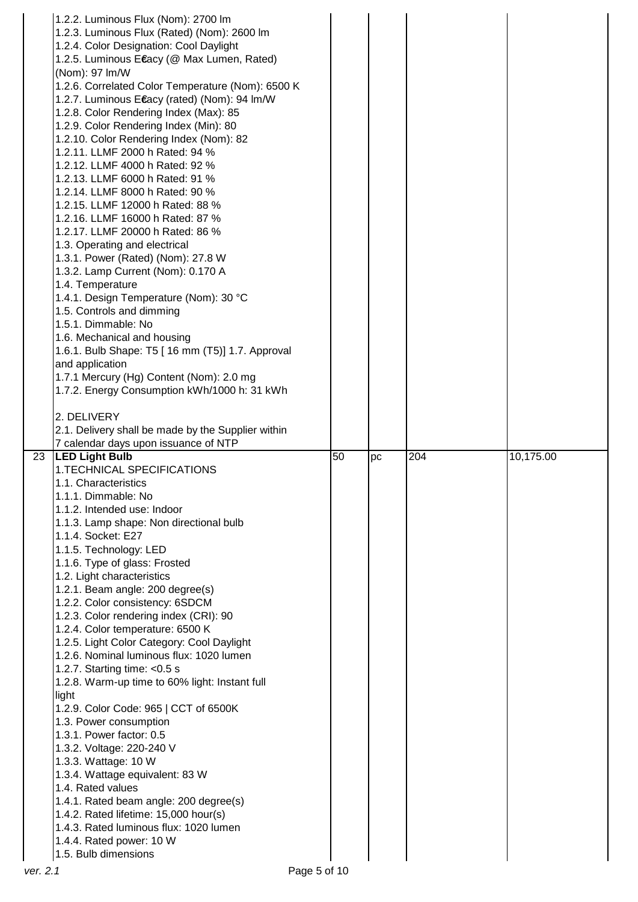| | | | | | |
|---|---|---|---|---|---|
| | 1.2.2. Luminous Flux (Nom): 2700 lm<br>1.2.3. Luminous Flux (Rated) (Nom): 2600 lm<br>1.2.4. Color Designation: Cool Daylight<br>1.2.5. Luminous E€acy (@ Max Lumen, Rated) (Nom): 97 lm/W<br>1.2.6. Correlated Color Temperature (Nom): 6500 K<br>1.2.7. Luminous E€acy (rated) (Nom): 94 lm/W<br>1.2.8. Color Rendering Index (Max): 85<br>1.2.9. Color Rendering Index (Min): 80<br>1.2.10. Color Rendering Index (Nom): 82<br>1.2.11. LLMF 2000 h Rated: 94 %<br>1.2.12. LLMF 4000 h Rated: 92 %<br>1.2.13. LLMF 6000 h Rated: 91 %<br>1.2.14. LLMF 8000 h Rated: 90 %<br>1.2.15. LLMF 12000 h Rated: 88 %<br>1.2.16. LLMF 16000 h Rated: 87 %<br>1.2.17. LLMF 20000 h Rated: 86 %<br>1.3. Operating and electrical<br>1.3.1. Power (Rated) (Nom): 27.8 W<br>1.3.2. Lamp Current (Nom): 0.170 A<br>1.4. Temperature<br>1.4.1. Design Temperature (Nom): 30 °C<br>1.5. Controls and dimming<br>1.5.1. Dimmable: No<br>1.6. Mechanical and housing<br>1.6.1. Bulb Shape: T5 [ 16 mm (T5)] 1.7. Approval and application<br>1.7.1 Mercury (Hg) Content (Nom): 2.0 mg<br>1.7.2. Energy Consumption kWh/1000 h: 31 kWh<br><br>2. DELIVERY<br>2.1. Delivery shall be made by the Supplier within 7 calendar days upon issuance of NTP | | | | |
| 23 | **LED Light Bulb**<br>1.TECHNICAL SPECIFICATIONS<br>1.1. Characteristics<br>1.1.1. Dimmable: No<br>1.1.2. Intended use: Indoor<br>1.1.3. Lamp shape: Non directional bulb<br>1.1.4. Socket: E27<br>1.1.5. Technology: LED<br>1.1.6. Type of glass: Frosted<br>1.2. Light characteristics<br>1.2.1. Beam angle: 200 degree(s)<br>1.2.2. Color consistency: 6SDCM<br>1.2.3. Color rendering index (CRI): 90<br>1.2.4. Color temperature: 6500 K<br>1.2.5. Light Color Category: Cool Daylight<br>1.2.6. Nominal luminous flux: 1020 lumen<br>1.2.7. Starting time: <0.5 s<br>1.2.8. Warm-up time to 60% light: Instant full light<br>1.2.9. Color Code: 965 \| CCT of 6500K<br>1.3. Power consumption<br>1.3.1. Power factor: 0.5<br>1.3.2. Voltage: 220-240 V<br>1.3.3. Wattage: 10 W<br>1.3.4. Wattage equivalent: 83 W<br>1.4. Rated values<br>1.4.1. Rated beam angle: 200 degree(s)<br>1.4.2. Rated lifetime: 15,000 hour(s)<br>1.4.3. Rated luminous flux: 1020 lumen<br>1.4.4. Rated power: 10 W<br>1.5. Bulb dimensions | 50 | pc | 204 | 10,175.00 |

ver. 2.1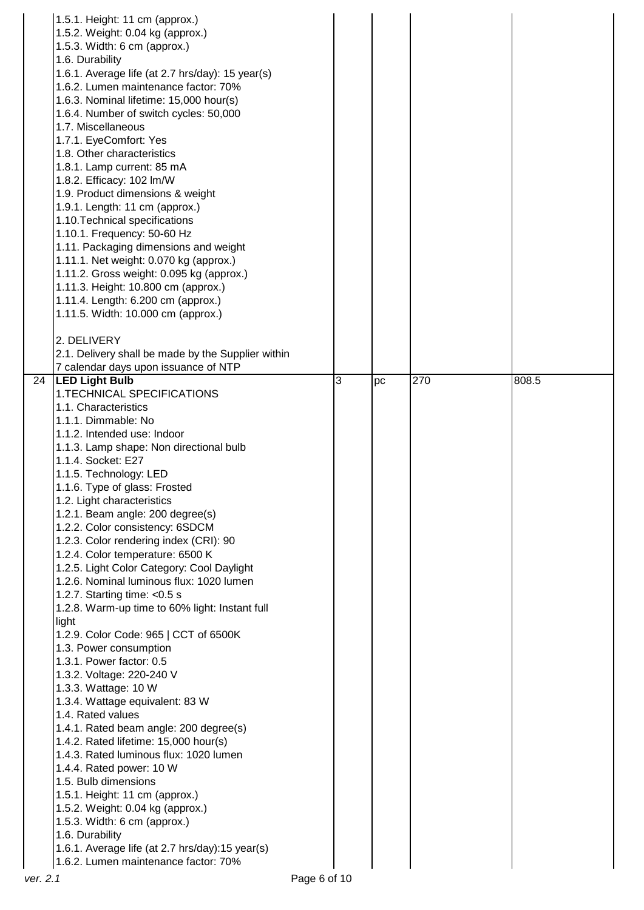| | | | | | |
|---|---|---|---|---|---|
| | 1.5.1. Height: 11 cm (approx.)<br>1.5.2. Weight: 0.04 kg (approx.)<br>1.5.3. Width: 6 cm (approx.)<br>1.6. Durability<br>1.6.1. Average life (at 2.7 hrs/day): 15 year(s)<br>1.6.2. Lumen maintenance factor: 70%<br>1.6.3. Nominal lifetime: 15,000 hour(s)<br>1.6.4. Number of switch cycles: 50,000<br>1.7. Miscellaneous<br>1.7.1. EyeComfort: Yes<br>1.8. Other characteristics<br>1.8.1. Lamp current: 85 mA<br>1.8.2. Efficacy: 102 lm/W<br>1.9. Product dimensions & weight<br>1.9.1. Length: 11 cm (approx.)<br>1.10.Technical specifications<br>1.10.1. Frequency: 50-60 Hz<br>1.11. Packaging dimensions and weight<br>1.11.1. Net weight: 0.070 kg (approx.)<br>1.11.2. Gross weight: 0.095 kg (approx.)<br>1.11.3. Height: 10.800 cm (approx.)<br>1.11.4. Length: 6.200 cm (approx.)<br>1.11.5. Width: 10.000 cm (approx.)<br><br>2. DELIVERY<br>2.1. Delivery shall be made by the Supplier within 7 calendar days upon issuance of NTP | | | | |
| 24 | **LED Light Bulb**<br>1.TECHNICAL SPECIFICATIONS<br>1.1. Characteristics<br>1.1.1. Dimmable: No<br>1.1.2. Intended use: Indoor<br>1.1.3. Lamp shape: Non directional bulb<br>1.1.4. Socket: E27<br>1.1.5. Technology: LED<br>1.1.6. Type of glass: Frosted<br>1.2. Light characteristics<br>1.2.1. Beam angle: 200 degree(s)<br>1.2.2. Color consistency: 6SDCM<br>1.2.3. Color rendering index (CRI): 90<br>1.2.4. Color temperature: 6500 K<br>1.2.5. Light Color Category: Cool Daylight<br>1.2.6. Nominal luminous flux: 1020 lumen<br>1.2.7. Starting time: <0.5 s<br>1.2.8. Warm-up time to 60% light: Instant full light<br>1.2.9. Color Code: 965 \| CCT of 6500K<br>1.3. Power consumption<br>1.3.1. Power factor: 0.5<br>1.3.2. Voltage: 220-240 V<br>1.3.3. Wattage: 10 W<br>1.3.4. Wattage equivalent: 83 W<br>1.4. Rated values<br>1.4.1. Rated beam angle: 200 degree(s)<br>1.4.2. Rated lifetime: 15,000 hour(s)<br>1.4.3. Rated luminous flux: 1020 lumen<br>1.4.4. Rated power: 10 W<br>1.5. Bulb dimensions<br>1.5.1. Height: 11 cm (approx.)<br>1.5.2. Weight: 0.04 kg (approx.)<br>1.5.3. Width: 6 cm (approx.)<br>1.6. Durability<br>1.6.1. Average life (at 2.7 hrs/day):15 year(s)<br>1.6.2. Lumen maintenance factor: 70% | 3 | pc | 270 | 808.5 |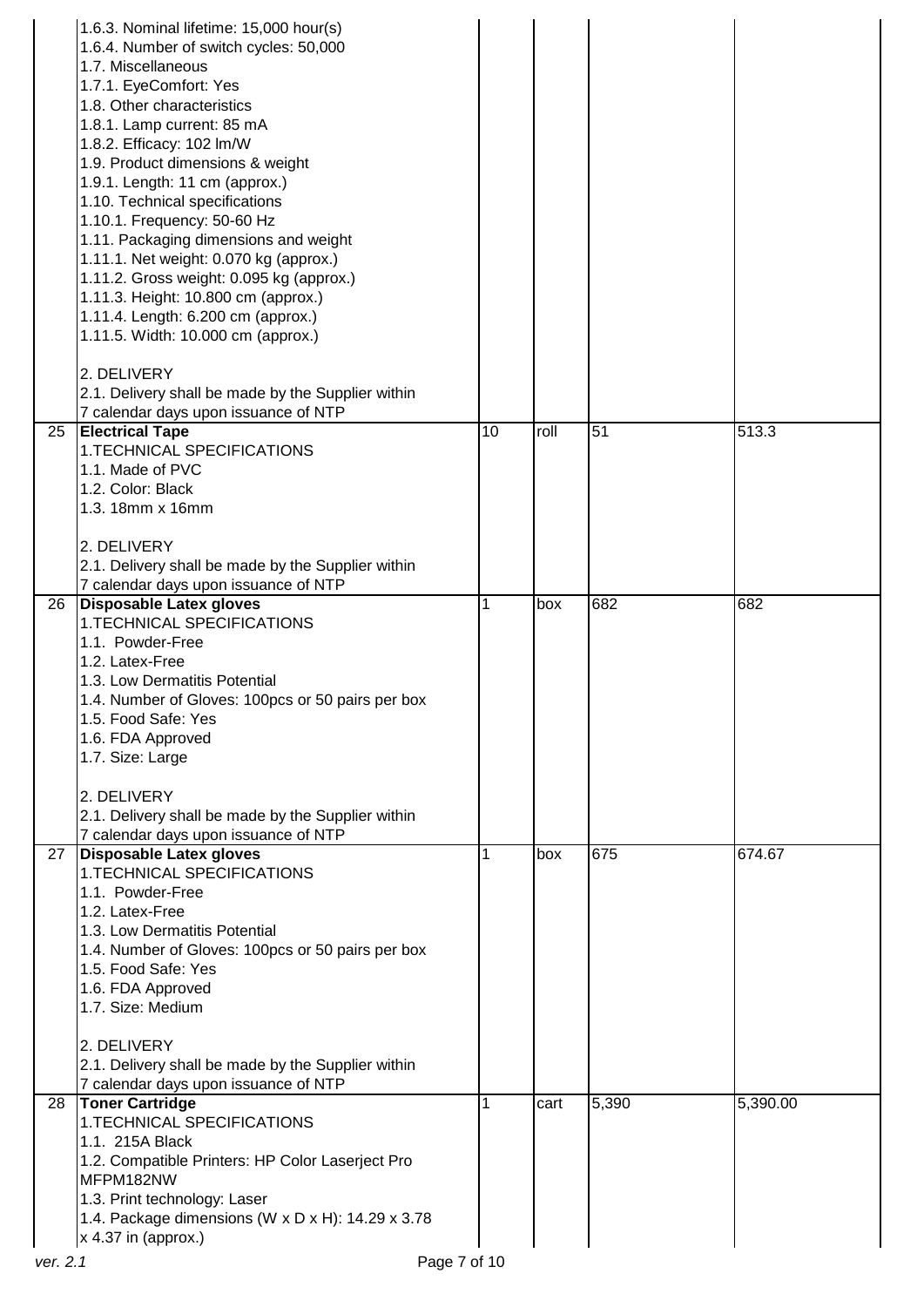| | | | | | |
|---|---|---|---|---|---|
| | 1.6.3. Nominal lifetime: 15,000 hour(s)<br>1.6.4. Number of switch cycles: 50,000<br>1.7. Miscellaneous<br>1.7.1. EyeComfort: Yes<br>1.8. Other characteristics<br>1.8.1. Lamp current: 85 mA<br>1.8.2. Efficacy: 102 lm/W<br>1.9. Product dimensions & weight<br>1.9.1. Length: 11 cm (approx.)<br>1.10. Technical specifications<br>1.10.1. Frequency: 50-60 Hz<br>1.11. Packaging dimensions and weight<br>1.11.1. Net weight: 0.070 kg (approx.)<br>1.11.2. Gross weight: 0.095 kg (approx.)<br>1.11.3. Height: 10.800 cm (approx.)<br>1.11.4. Length: 6.200 cm (approx.)<br>1.11.5. Width: 10.000 cm (approx.)<br><br>2. DELIVERY<br>2.1. Delivery shall be made by the Supplier within 7 calendar days upon issuance of NTP | | | | |
| 25 | **Electrical Tape**<br>1.TECHNICAL SPECIFICATIONS<br>1.1. Made of PVC<br>1.2. Color: Black<br>1.3. 18mm x 16mm<br><br>2. DELIVERY<br>2.1. Delivery shall be made by the Supplier within 7 calendar days upon issuance of NTP | 10 | roll | 51 | 513.3 |
| 26 | **Disposable Latex gloves**<br>1.TECHNICAL SPECIFICATIONS<br>1.1. Powder-Free<br>1.2. Latex-Free<br>1.3. Low Dermatitis Potential<br>1.4. Number of Gloves: 100pcs or 50 pairs per box<br>1.5. Food Safe: Yes<br>1.6. FDA Approved<br>1.7. Size: Large<br><br>2. DELIVERY<br>2.1. Delivery shall be made by the Supplier within 7 calendar days upon issuance of NTP | 1 | box | 682 | 682 |
| 27 | **Disposable Latex gloves**<br>1.TECHNICAL SPECIFICATIONS<br>1.1. Powder-Free<br>1.2. Latex-Free<br>1.3. Low Dermatitis Potential<br>1.4. Number of Gloves: 100pcs or 50 pairs per box<br>1.5. Food Safe: Yes<br>1.6. FDA Approved<br>1.7. Size: Medium<br><br>2. DELIVERY<br>2.1. Delivery shall be made by the Supplier within 7 calendar days upon issuance of NTP | 1 | box | 675 | 674.67 |
| 28 | **Toner Cartridge**<br>1.TECHNICAL SPECIFICATIONS<br>1.1. 215A Black<br>1.2. Compatible Printers: HP Color Laserject Pro MFPM182NW<br>1.3. Print technology: Laser<br>1.4. Package dimensions (W x D x H): 14.29 x 3.78 x 4.37 in (approx.) | 1 | cart | 5,390 | 5,390.00 |

ver. 2.1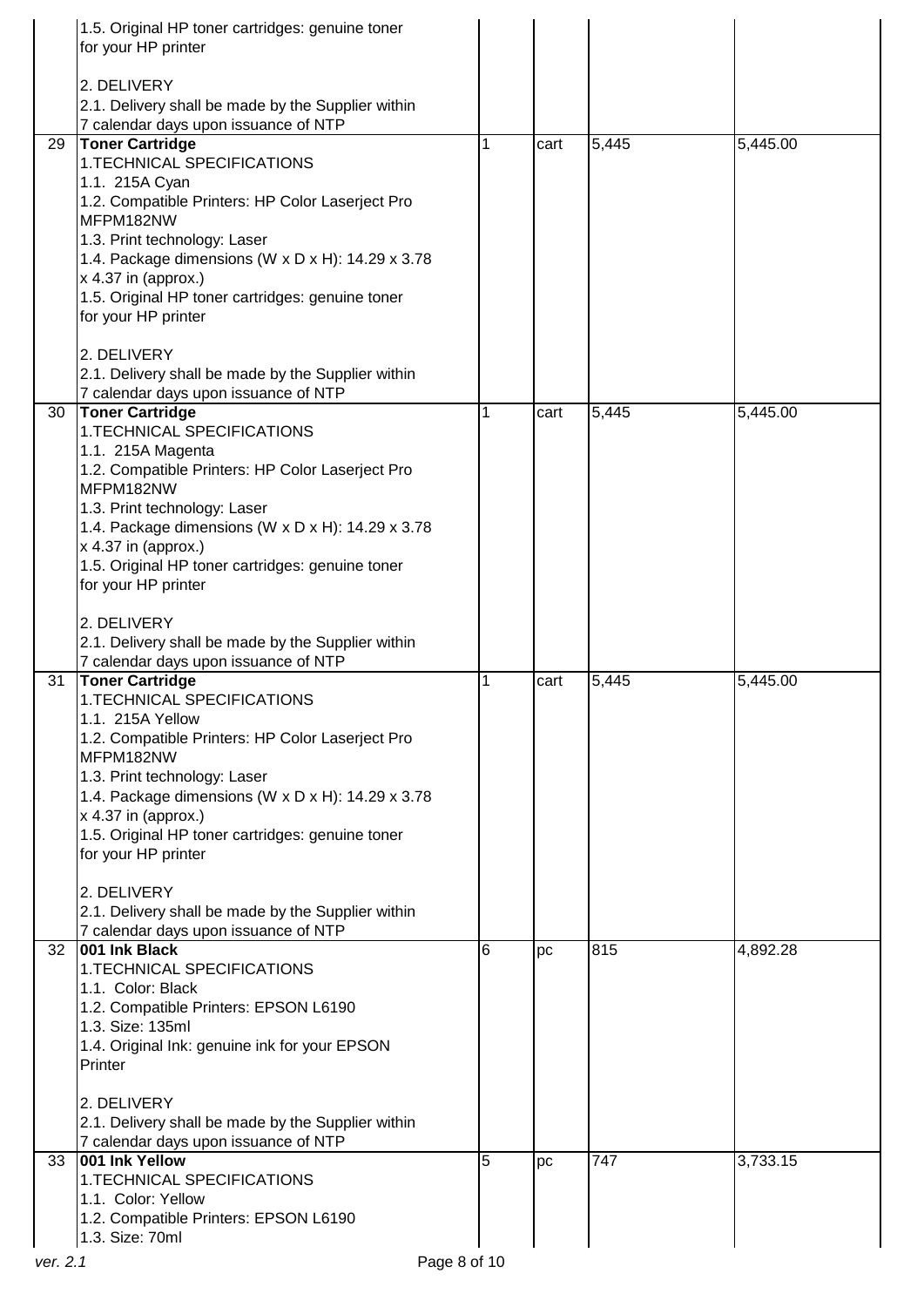| | | | | | |
|---|---|---|---|---|---|
| | 1.5. Original HP toner cartridges: genuine toner for your HP printer<br><br>2. DELIVERY<br>2.1. Delivery shall be made by the Supplier within 7 calendar days upon issuance of NTP | | | | |
| 29 | **Toner Cartridge**<br>1.TECHNICAL SPECIFICATIONS<br>1.1. 215A Cyan<br>1.2. Compatible Printers: HP Color Laserject Pro MFPM182NW<br>1.3. Print technology: Laser<br>1.4. Package dimensions (W x D x H): 14.29 x 3.78 x 4.37 in (approx.)<br>1.5. Original HP toner cartridges: genuine toner for your HP printer<br><br>2. DELIVERY<br>2.1. Delivery shall be made by the Supplier within 7 calendar days upon issuance of NTP | 1 | cart | 5,445 | 5,445.00 |
| 30 | **Toner Cartridge**<br>1.TECHNICAL SPECIFICATIONS<br>1.1. 215A Magenta<br>1.2. Compatible Printers: HP Color Laserject Pro MFPM182NW<br>1.3. Print technology: Laser<br>1.4. Package dimensions (W x D x H): 14.29 x 3.78 x 4.37 in (approx.)<br>1.5. Original HP toner cartridges: genuine toner for your HP printer<br><br>2. DELIVERY<br>2.1. Delivery shall be made by the Supplier within 7 calendar days upon issuance of NTP | 1 | cart | 5,445 | 5,445.00 |
| 31 | **Toner Cartridge**<br>1.TECHNICAL SPECIFICATIONS<br>1.1. 215A Yellow<br>1.2. Compatible Printers: HP Color Laserject Pro MFPM182NW<br>1.3. Print technology: Laser<br>1.4. Package dimensions (W x D x H): 14.29 x 3.78 x 4.37 in (approx.)<br>1.5. Original HP toner cartridges: genuine toner for your HP printer<br><br>2. DELIVERY<br>2.1. Delivery shall be made by the Supplier within 7 calendar days upon issuance of NTP | 1 | cart | 5,445 | 5,445.00 |
| 32 | **001 Ink Black**<br>1.TECHNICAL SPECIFICATIONS<br>1.1. Color: Black<br>1.2. Compatible Printers: EPSON L6190<br>1.3. Size: 135ml<br>1.4. Original Ink: genuine ink for your EPSON Printer<br><br>2. DELIVERY<br>2.1. Delivery shall be made by the Supplier within 7 calendar days upon issuance of NTP | 6 | pc | 815 | 4,892.28 |
| 33 | **001 Ink Yellow**<br>1.TECHNICAL SPECIFICATIONS<br>1.1. Color: Yellow<br>1.2. Compatible Printers: EPSON L6190<br>1.3. Size: 70ml | 5 | pc | 747 | 3,733.15 |

ver. 2.1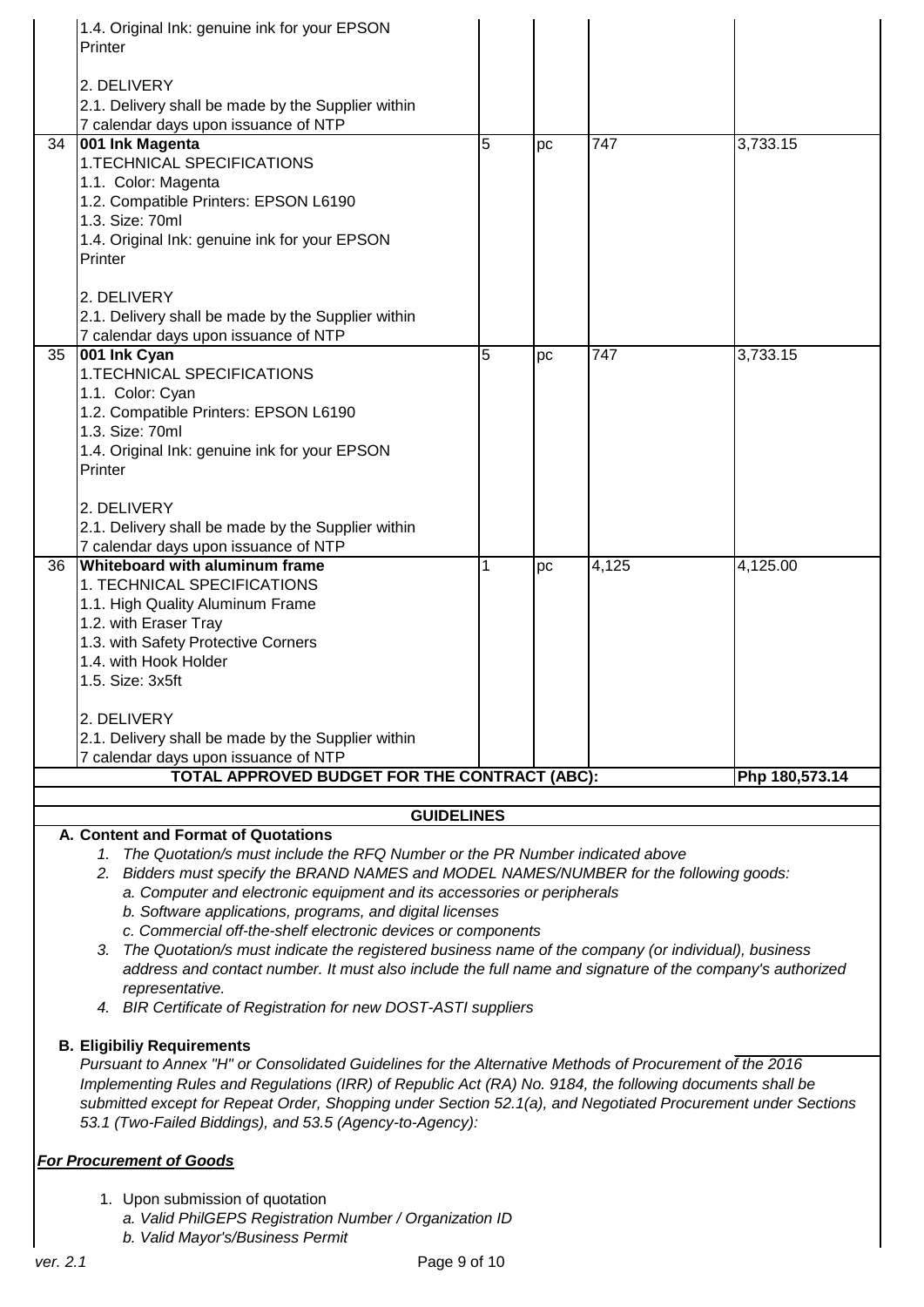| | | | | | |
|---|---|---|---|---|---|
| | 1.4. Original Ink: genuine ink for your EPSON Printer<br><br>2. DELIVERY<br>2.1. Delivery shall be made by the Supplier within 7 calendar days upon issuance of NTP | | | | |
| 34 | **001 Ink Magenta**<br>1.TECHNICAL SPECIFICATIONS<br>1.1. Color: Magenta<br>1.2. Compatible Printers: EPSON L6190<br>1.3. Size: 70ml<br>1.4. Original Ink: genuine ink for your EPSON Printer<br><br>2. DELIVERY<br>2.1. Delivery shall be made by the Supplier within 7 calendar days upon issuance of NTP | 5 | pc | 747 | 3,733.15 |
| 35 | **001 Ink Cyan**<br>1.TECHNICAL SPECIFICATIONS<br>1.1. Color: Cyan<br>1.2. Compatible Printers: EPSON L6190<br>1.3. Size: 70ml<br>1.4. Original Ink: genuine ink for your EPSON Printer<br><br>2. DELIVERY<br>2.1. Delivery shall be made by the Supplier within 7 calendar days upon issuance of NTP | 5 | pc | 747 | 3,733.15 |
| 36 | **Whiteboard with aluminum frame**<br>1. TECHNICAL SPECIFICATIONS<br>1.1. High Quality Aluminum Frame<br>1.2. with Eraser Tray<br>1.3. with Safety Protective Corners<br>1.4. with Hook Holder<br>1.5. Size: 3x5ft<br><br>2. DELIVERY<br>2.1. Delivery shall be made by the Supplier within 7 calendar days upon issuance of NTP | 1 | pc | 4,125 | 4,125.00 |
| | **TOTAL APPROVED BUDGET FOR THE CONTRACT (ABC):** | | | | **Php 180,573.14** |

## GUIDELINES

**A. Content and Format of Quotations**

1. *The Quotation/s must include the RFQ Number or the PR Number indicated above*
2. *Bidders must specify the BRAND NAMES and MODEL NAMES/NUMBER for the following goods:*
   - *a. Computer and electronic equipment and its accessories or peripherals*
   - *b. Software applications, programs, and digital licenses*
   - *c. Commercial off-the-shelf electronic devices or components*
3. *The Quotation/s must indicate the registered business name of the company (or individual), business address and contact number. It must also include the full name and signature of the company's authorized representative.*
4. *BIR Certificate of Registration for new DOST-ASTI suppliers*

**B. Eligibiliy Requirements**

*Pursuant to Annex "H" or Consolidated Guidelines for the Alternative Methods of Procurement of the 2016 Implementing Rules and Regulations (IRR) of Republic Act (RA) No. 9184, the following documents shall be submitted except for Repeat Order, Shopping under Section 52.1(a), and Negotiated Procurement under Sections 53.1 (Two-Failed Biddings), and 53.5 (Agency-to-Agency):*

***For Procurement of Goods***

1. Upon submission of quotation
   - *a. Valid PhilGEPS Registration Number / Organization ID*
   - *b. Valid Mayor's/Business Permit*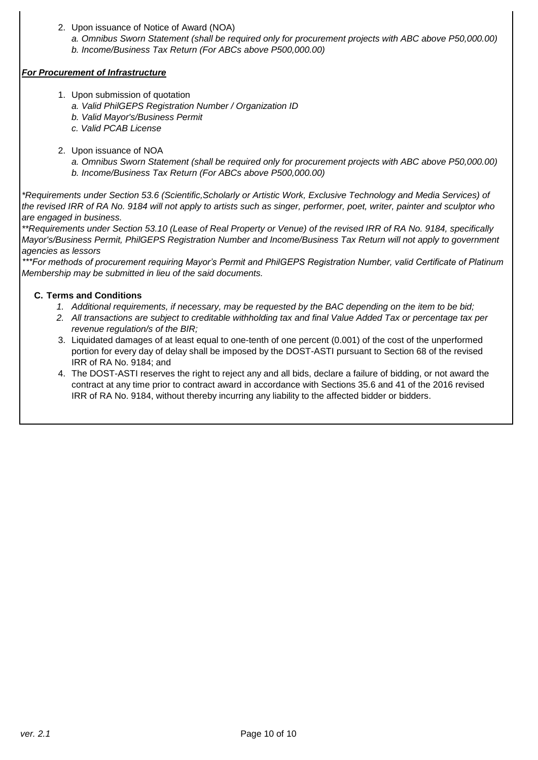2. Upon issuance of Notice of Award (NOA)
   *a. Omnibus Sworn Statement (shall be required only for procurement projects with ABC above P50,000.00)*
   *b. Income/Business Tax Return (For ABCs above P500,000.00)*

***For Procurement of Infrastructure***

1. Upon submission of quotation
   *a. Valid PhilGEPS Registration Number / Organization ID*
   *b. Valid Mayor's/Business Permit*
   *c. Valid PCAB License*

2. Upon issuance of NOA
   *a. Omnibus Sworn Statement (shall be required only for procurement projects with ABC above P50,000.00)*
   *b. Income/Business Tax Return (For ABCs above P500,000.00)*

*\*Requirements under Section 53.6 (Scientific,Scholarly or Artistic Work, Exclusive Technology and Media Services) of the revised IRR of RA No. 9184 will not apply to artists such as singer, performer, poet, writer, painter and sculptor who are engaged in business.*
*\*\*Requirements under Section 53.10 (Lease of Real Property or Venue) of the revised IRR of RA No. 9184, specifically Mayor's/Business Permit, PhilGEPS Registration Number and Income/Business Tax Return will not apply to government agencies as lessors*
*\*\*\*For methods of procurement requiring Mayor's Permit and PhilGEPS Registration Number, valid Certificate of Platinum Membership may be submitted in lieu of the said documents.*

**C. Terms and Conditions**

1. *Additional requirements, if necessary, may be requested by the BAC depending on the item to be bid;*
2. *All transactions are subject to creditable withholding tax and final Value Added Tax or percentage tax per revenue regulation/s of the BIR;*
3. Liquidated damages of at least equal to one-tenth of one percent (0.001) of the cost of the unperformed portion for every day of delay shall be imposed by the DOST-ASTI pursuant to Section 68 of the revised IRR of RA No. 9184; and
4. The DOST-ASTI reserves the right to reject any and all bids, declare a failure of bidding, or not award the contract at any time prior to contract award in accordance with Sections 35.6 and 41 of the 2016 revised IRR of RA No. 9184, without thereby incurring any liability to the affected bidder or bidders.

*ver. 2.1*